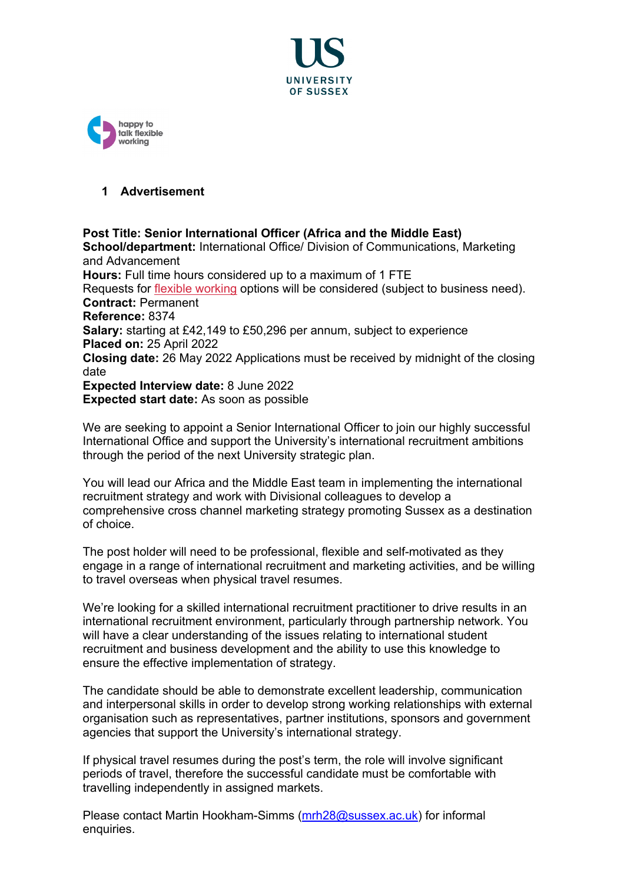# 1 Advertisement

**Post Title: Senior International Officer (Africa and the Middle East)**
**School/department:** International Office/ Division of Communications, Marketing and Advancement
**Hours:** Full time hours considered up to a maximum of 1 FTE
Requests for flexible working options will be considered (subject to business need).
**Contract:** Permanent
**Reference:** 8374
**Salary:** starting at £42,149 to £50,296 per annum, subject to experience
**Placed on:** 25 April 2022
**Closing date:** 26 May 2022 Applications must be received by midnight of the closing date
**Expected Interview date:** 8 June 2022
**Expected start date:** As soon as possible

We are seeking to appoint a Senior International Officer to join our highly successful International Office and support the University's international recruitment ambitions through the period of the next University strategic plan.

You will lead our Africa and the Middle East team in implementing the international recruitment strategy and work with Divisional colleagues to develop a comprehensive cross channel marketing strategy promoting Sussex as a destination of choice.

The post holder will need to be professional, flexible and self-motivated as they engage in a range of international recruitment and marketing activities, and be willing to travel overseas when physical travel resumes.

We're looking for a skilled international recruitment practitioner to drive results in an international recruitment environment, particularly through partnership network. You will have a clear understanding of the issues relating to international student recruitment and business development and the ability to use this knowledge to ensure the effective implementation of strategy.

The candidate should be able to demonstrate excellent leadership, communication and interpersonal skills in order to develop strong working relationships with external organisation such as representatives, partner institutions, sponsors and government agencies that support the University's international strategy.

If physical travel resumes during the post's term, the role will involve significant periods of travel, therefore the successful candidate must be comfortable with travelling independently in assigned markets.

Please contact Martin Hookham-Simms (mrh28@sussex.ac.uk) for informal enquiries.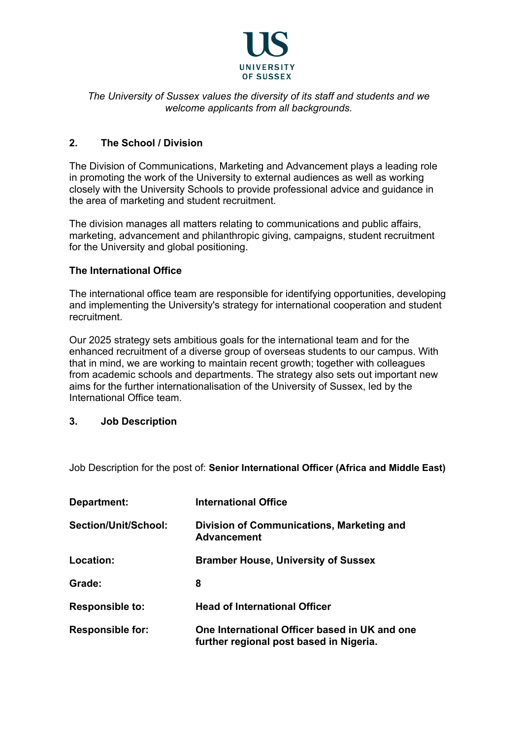*The University of Sussex values the diversity of its staff and students and we welcome applicants from all backgrounds.*

## 2. The School / Division

The Division of Communications, Marketing and Advancement plays a leading role in promoting the work of the University to external audiences as well as working closely with the University Schools to provide professional advice and guidance in the area of marketing and student recruitment.

The division manages all matters relating to communications and public affairs, marketing, advancement and philanthropic giving, campaigns, student recruitment for the University and global positioning.

### The International Office

The international office team are responsible for identifying opportunities, developing and implementing the University's strategy for international cooperation and student recruitment.

Our 2025 strategy sets ambitious goals for the international team and for the enhanced recruitment of a diverse group of overseas students to our campus. With that in mind, we are working to maintain recent growth; together with colleagues from academic schools and departments. The strategy also sets out important new aims for the further internationalisation of the University of Sussex, led by the International Office team.

## 3. Job Description

Job Description for the post of: **Senior International Officer (Africa and Middle East)**

| | |
|---|---|
| **Department:** | **International Office** |
| **Section/Unit/School:** | **Division of Communications, Marketing and Advancement** |
| **Location:** | **Bramber House, University of Sussex** |
| **Grade:** | **8** |
| **Responsible to:** | **Head of International Officer** |
| **Responsible for:** | **One International Officer based in UK and one further regional post based in Nigeria.** |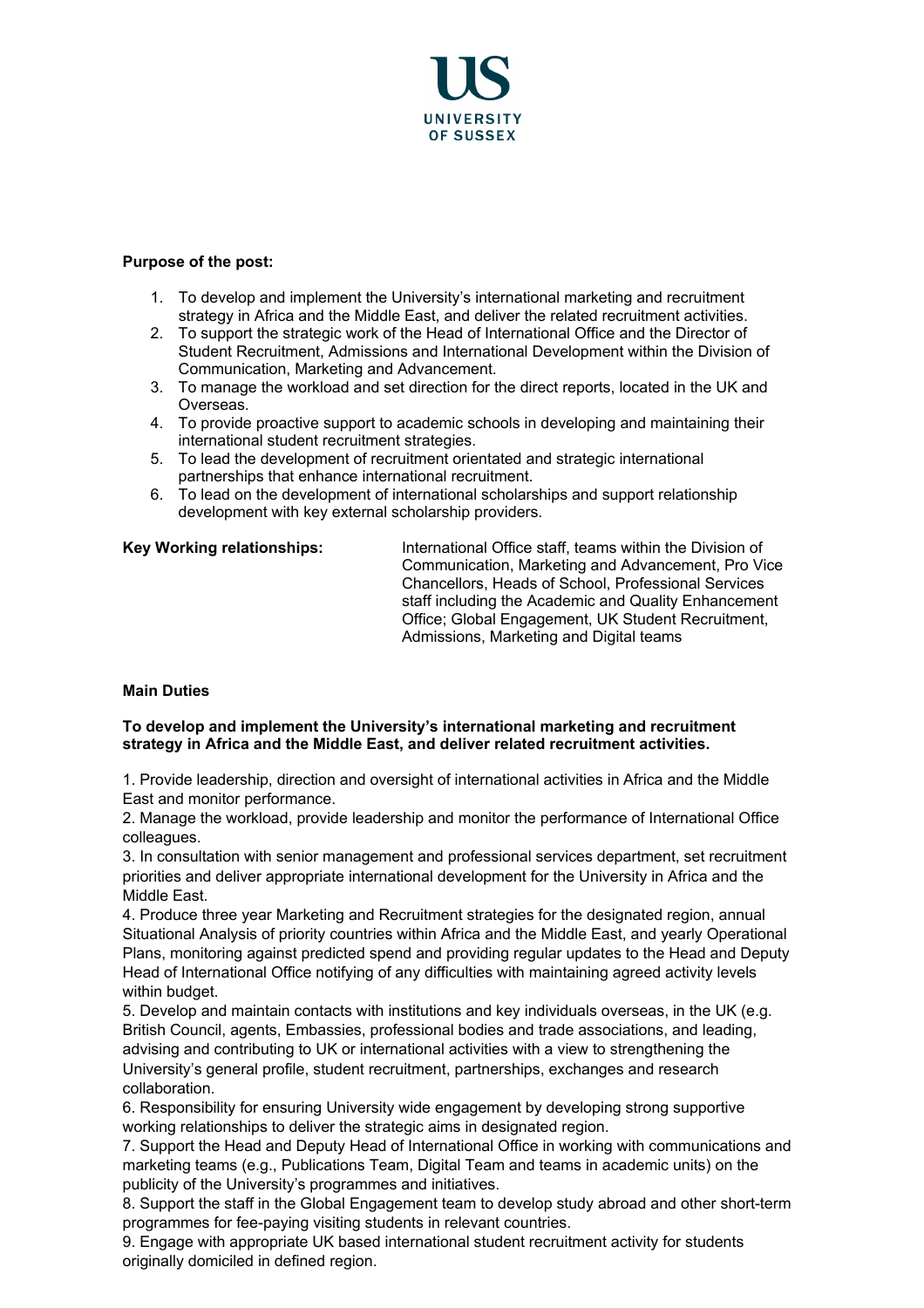**Purpose of the post:**

1. To develop and implement the University's international marketing and recruitment strategy in Africa and the Middle East, and deliver the related recruitment activities.
2. To support the strategic work of the Head of International Office and the Director of Student Recruitment, Admissions and International Development within the Division of Communication, Marketing and Advancement.
3. To manage the workload and set direction for the direct reports, located in the UK and Overseas.
4. To provide proactive support to academic schools in developing and maintaining their international student recruitment strategies.
5. To lead the development of recruitment orientated and strategic international partnerships that enhance international recruitment.
6. To lead on the development of international scholarships and support relationship development with key external scholarship providers.

**Key Working relationships:** International Office staff, teams within the Division of Communication, Marketing and Advancement, Pro Vice Chancellors, Heads of School, Professional Services staff including the Academic and Quality Enhancement Office; Global Engagement, UK Student Recruitment, Admissions, Marketing and Digital teams

**Main Duties**

**To develop and implement the University's international marketing and recruitment strategy in Africa and the Middle East, and deliver related recruitment activities.**

1. Provide leadership, direction and oversight of international activities in Africa and the Middle East and monitor performance.
2. Manage the workload, provide leadership and monitor the performance of International Office colleagues.
3. In consultation with senior management and professional services department, set recruitment priorities and deliver appropriate international development for the University in Africa and the Middle East.
4. Produce three year Marketing and Recruitment strategies for the designated region, annual Situational Analysis of priority countries within Africa and the Middle East, and yearly Operational Plans, monitoring against predicted spend and providing regular updates to the Head and Deputy Head of International Office notifying of any difficulties with maintaining agreed activity levels within budget.
5. Develop and maintain contacts with institutions and key individuals overseas, in the UK (e.g. British Council, agents, Embassies, professional bodies and trade associations, and leading, advising and contributing to UK or international activities with a view to strengthening the University's general profile, student recruitment, partnerships, exchanges and research collaboration.
6. Responsibility for ensuring University wide engagement by developing strong supportive working relationships to deliver the strategic aims in designated region.
7. Support the Head and Deputy Head of International Office in working with communications and marketing teams (e.g., Publications Team, Digital Team and teams in academic units) on the publicity of the University's programmes and initiatives.
8. Support the staff in the Global Engagement team to develop study abroad and other short-term programmes for fee-paying visiting students in relevant countries.
9. Engage with appropriate UK based international student recruitment activity for students originally domiciled in defined region.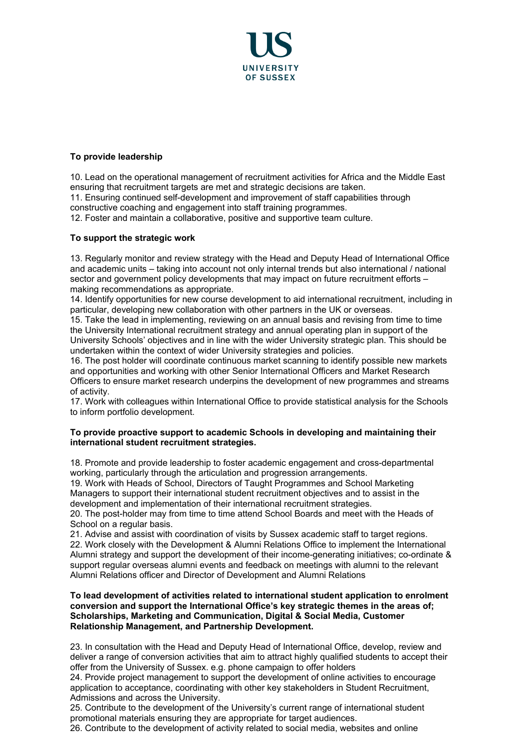**To provide leadership**

10. Lead on the operational management of recruitment activities for Africa and the Middle East ensuring that recruitment targets are met and strategic decisions are taken.
11. Ensuring continued self-development and improvement of staff capabilities through constructive coaching and engagement into staff training programmes.
12. Foster and maintain a collaborative, positive and supportive team culture.

**To support the strategic work**

13. Regularly monitor and review strategy with the Head and Deputy Head of International Office and academic units – taking into account not only internal trends but also international / national sector and government policy developments that may impact on future recruitment efforts – making recommendations as appropriate.
14. Identify opportunities for new course development to aid international recruitment, including in particular, developing new collaboration with other partners in the UK or overseas.
15. Take the lead in implementing, reviewing on an annual basis and revising from time to time the University International recruitment strategy and annual operating plan in support of the University Schools' objectives and in line with the wider University strategic plan. This should be undertaken within the context of wider University strategies and policies.
16. The post holder will coordinate continuous market scanning to identify possible new markets and opportunities and working with other Senior International Officers and Market Research Officers to ensure market research underpins the development of new programmes and streams of activity.
17. Work with colleagues within International Office to provide statistical analysis for the Schools to inform portfolio development.

**To provide proactive support to academic Schools in developing and maintaining their international student recruitment strategies.**

18. Promote and provide leadership to foster academic engagement and cross-departmental working, particularly through the articulation and progression arrangements.
19. Work with Heads of School, Directors of Taught Programmes and School Marketing Managers to support their international student recruitment objectives and to assist in the development and implementation of their international recruitment strategies.
20. The post-holder may from time to time attend School Boards and meet with the Heads of School on a regular basis.
21. Advise and assist with coordination of visits by Sussex academic staff to target regions.
22. Work closely with the Development & Alumni Relations Office to implement the International Alumni strategy and support the development of their income-generating initiatives; co-ordinate & support regular overseas alumni events and feedback on meetings with alumni to the relevant Alumni Relations officer and Director of Development and Alumni Relations

**To lead development of activities related to international student application to enrolment conversion and support the International Office's key strategic themes in the areas of; Scholarships, Marketing and Communication, Digital & Social Media, Customer Relationship Management, and Partnership Development.**

23. In consultation with the Head and Deputy Head of International Office, develop, review and deliver a range of conversion activities that aim to attract highly qualified students to accept their offer from the University of Sussex. e.g. phone campaign to offer holders
24. Provide project management to support the development of online activities to encourage application to acceptance, coordinating with other key stakeholders in Student Recruitment, Admissions and across the University.
25. Contribute to the development of the University's current range of international student promotional materials ensuring they are appropriate for target audiences.
26. Contribute to the development of activity related to social media, websites and online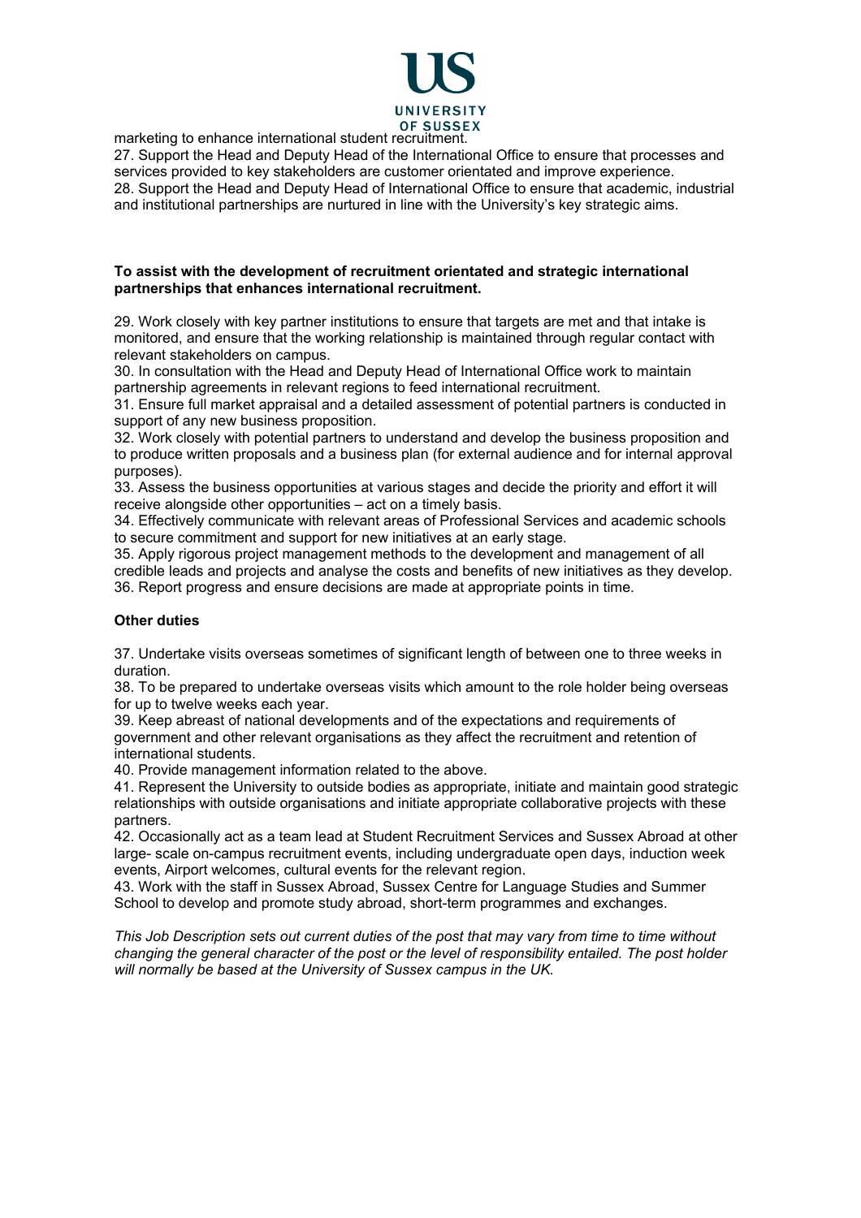marketing to enhance international student recruitment.

27. Support the Head and Deputy Head of the International Office to ensure that processes and services provided to key stakeholders are customer orientated and improve experience.

28. Support the Head and Deputy Head of International Office to ensure that academic, industrial and institutional partnerships are nurtured in line with the University's key strategic aims.

**To assist with the development of recruitment orientated and strategic international partnerships that enhances international recruitment.**

29. Work closely with key partner institutions to ensure that targets are met and that intake is monitored, and ensure that the working relationship is maintained through regular contact with relevant stakeholders on campus.

30. In consultation with the Head and Deputy Head of International Office work to maintain partnership agreements in relevant regions to feed international recruitment.

31. Ensure full market appraisal and a detailed assessment of potential partners is conducted in support of any new business proposition.

32. Work closely with potential partners to understand and develop the business proposition and to produce written proposals and a business plan (for external audience and for internal approval purposes).

33. Assess the business opportunities at various stages and decide the priority and effort it will receive alongside other opportunities – act on a timely basis.

34. Effectively communicate with relevant areas of Professional Services and academic schools to secure commitment and support for new initiatives at an early stage.

35. Apply rigorous project management methods to the development and management of all credible leads and projects and analyse the costs and benefits of new initiatives as they develop.

36. Report progress and ensure decisions are made at appropriate points in time.

**Other duties**

37. Undertake visits overseas sometimes of significant length of between one to three weeks in duration.

38. To be prepared to undertake overseas visits which amount to the role holder being overseas for up to twelve weeks each year.

39. Keep abreast of national developments and of the expectations and requirements of government and other relevant organisations as they affect the recruitment and retention of international students.

40. Provide management information related to the above.

41. Represent the University to outside bodies as appropriate, initiate and maintain good strategic relationships with outside organisations and initiate appropriate collaborative projects with these partners.

42. Occasionally act as a team lead at Student Recruitment Services and Sussex Abroad at other large- scale on-campus recruitment events, including undergraduate open days, induction week events, Airport welcomes, cultural events for the relevant region.

43. Work with the staff in Sussex Abroad, Sussex Centre for Language Studies and Summer School to develop and promote study abroad, short-term programmes and exchanges.

*This Job Description sets out current duties of the post that may vary from time to time without changing the general character of the post or the level of responsibility entailed. The post holder will normally be based at the University of Sussex campus in the UK.*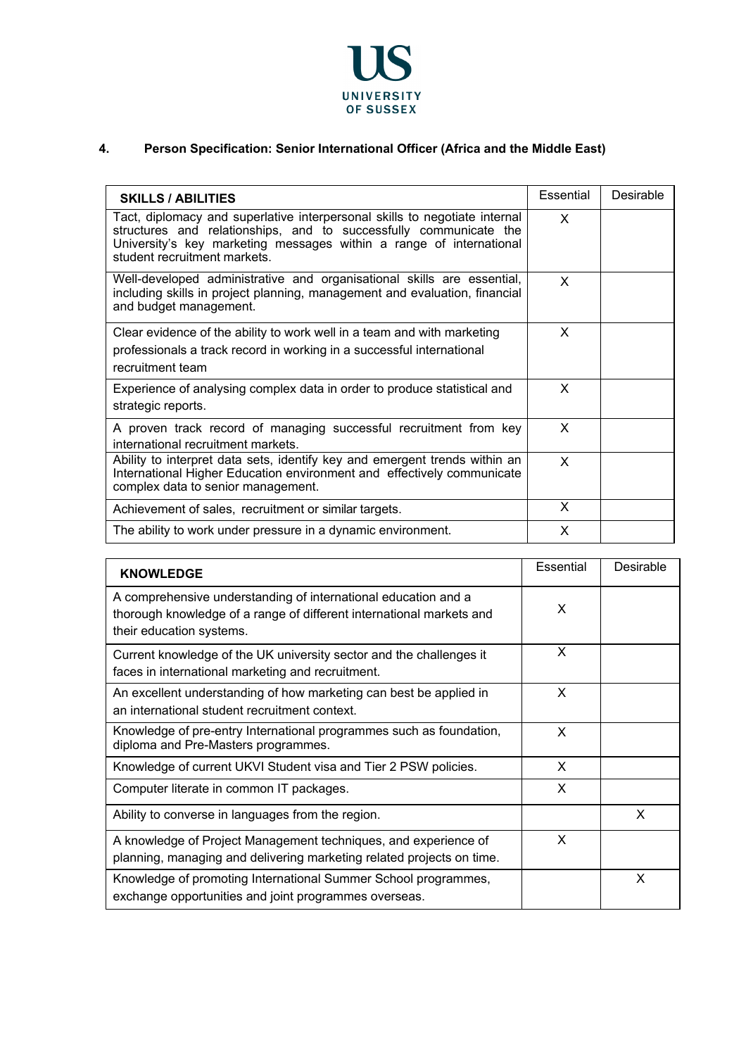## 4. Person Specification: Senior International Officer (Africa and the Middle East)

| SKILLS / ABILITIES | Essential | Desirable |
|---|---|---|
| Tact, diplomacy and superlative interpersonal skills to negotiate internal structures and relationships, and to successfully communicate the University's key marketing messages within a range of international student recruitment markets. | X | |
| Well-developed administrative and organisational skills are essential, including skills in project planning, management and evaluation, financial and budget management. | X | |
| Clear evidence of the ability to work well in a team and with marketing professionals a track record in working in a successful international recruitment team | X | |
| Experience of analysing complex data in order to produce statistical and strategic reports. | X | |
| A proven track record of managing successful recruitment from key international recruitment markets. | X | |
| Ability to interpret data sets, identify key and emergent trends within an International Higher Education environment and effectively communicate complex data to senior management. | X | |
| Achievement of sales, recruitment or similar targets. | X | |
| The ability to work under pressure in a dynamic environment. | X | |

| KNOWLEDGE | Essential | Desirable |
|---|---|---|
| A comprehensive understanding of international education and a thorough knowledge of a range of different international markets and their education systems. | X | |
| Current knowledge of the UK university sector and the challenges it faces in international marketing and recruitment. | X | |
| An excellent understanding of how marketing can best be applied in an international student recruitment context. | X | |
| Knowledge of pre-entry International programmes such as foundation, diploma and Pre-Masters programmes. | X | |
| Knowledge of current UKVI Student visa and Tier 2 PSW policies. | X | |
| Computer literate in common IT packages. | X | |
| Ability to converse in languages from the region. | | X |
| A knowledge of Project Management techniques, and experience of planning, managing and delivering marketing related projects on time. | X | |
| Knowledge of promoting International Summer School programmes, exchange opportunities and joint programmes overseas. | | X |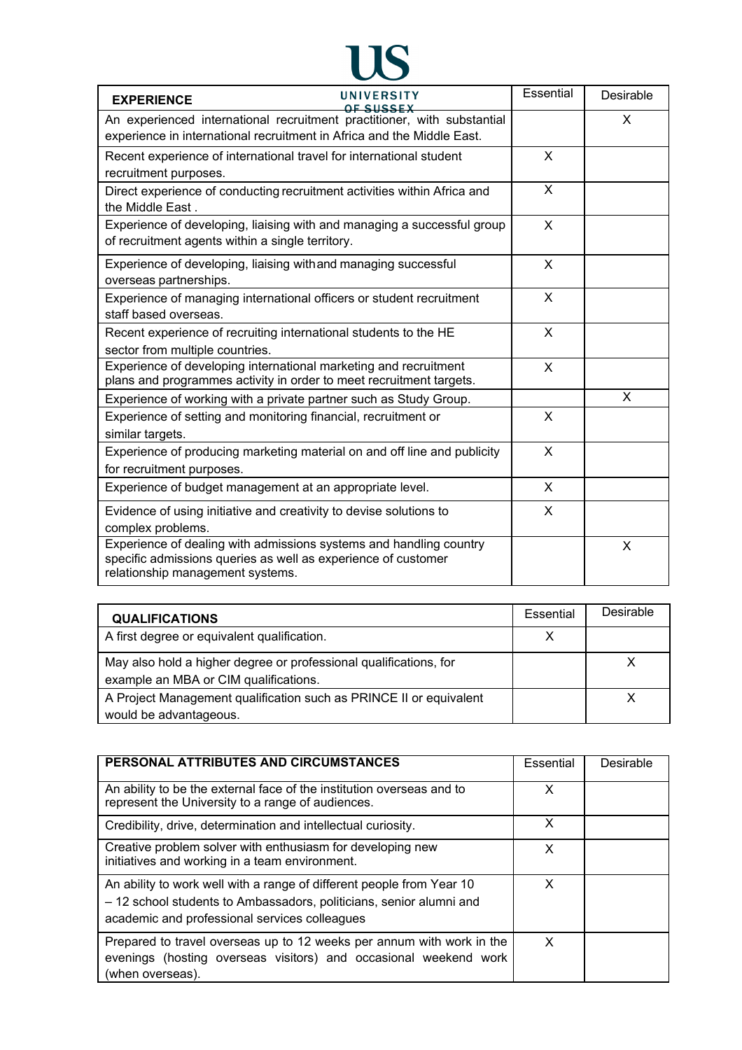| EXPERIENCE | Essential | Desirable |
|---|---|---|
| An experienced international recruitment practitioner, with substantial experience in international recruitment in Africa and the Middle East. | | X |
| Recent experience of international travel for international student recruitment purposes. | X | |
| Direct experience of conducting recruitment activities within Africa and the Middle East . | X | |
| Experience of developing, liaising with and managing a successful group of recruitment agents within a single territory. | X | |
| Experience of developing, liaising withand managing successful overseas partnerships. | X | |
| Experience of managing international officers or student recruitment staff based overseas. | X | |
| Recent experience of recruiting international students to the HE sector from multiple countries. | X | |
| Experience of developing international marketing and recruitment plans and programmes activity in order to meet recruitment targets. | X | |
| Experience of working with a private partner such as Study Group. | | X |
| Experience of setting and monitoring financial, recruitment or similar targets. | X | |
| Experience of producing marketing material on and off line and publicity for recruitment purposes. | X | |
| Experience of budget management at an appropriate level. | X | |
| Evidence of using initiative and creativity to devise solutions to complex problems. | X | |
| Experience of dealing with admissions systems and handling country specific admissions queries as well as experience of customer relationship management systems. | | X |

| QUALIFICATIONS | Essential | Desirable |
|---|---|---|
| A first degree or equivalent qualification. | X | |
| May also hold a higher degree or professional qualifications, for example an MBA or CIM qualifications. | | X |
| A Project Management qualification such as PRINCE II or equivalent would be advantageous. | | X |

| PERSONAL ATTRIBUTES AND CIRCUMSTANCES | Essential | Desirable |
|---|---|---|
| An ability to be the external face of the institution overseas and to represent the University to a range of audiences. | X | |
| Credibility, drive, determination and intellectual curiosity. | X | |
| Creative problem solver with enthusiasm for developing new initiatives and working in a team environment. | X | |
| An ability to work well with a range of different people from Year 10 – 12 school students to Ambassadors, politicians, senior alumni and academic and professional services colleagues | X | |
| Prepared to travel overseas up to 12 weeks per annum with work in the evenings (hosting overseas visitors) and occasional weekend work (when overseas). | X | |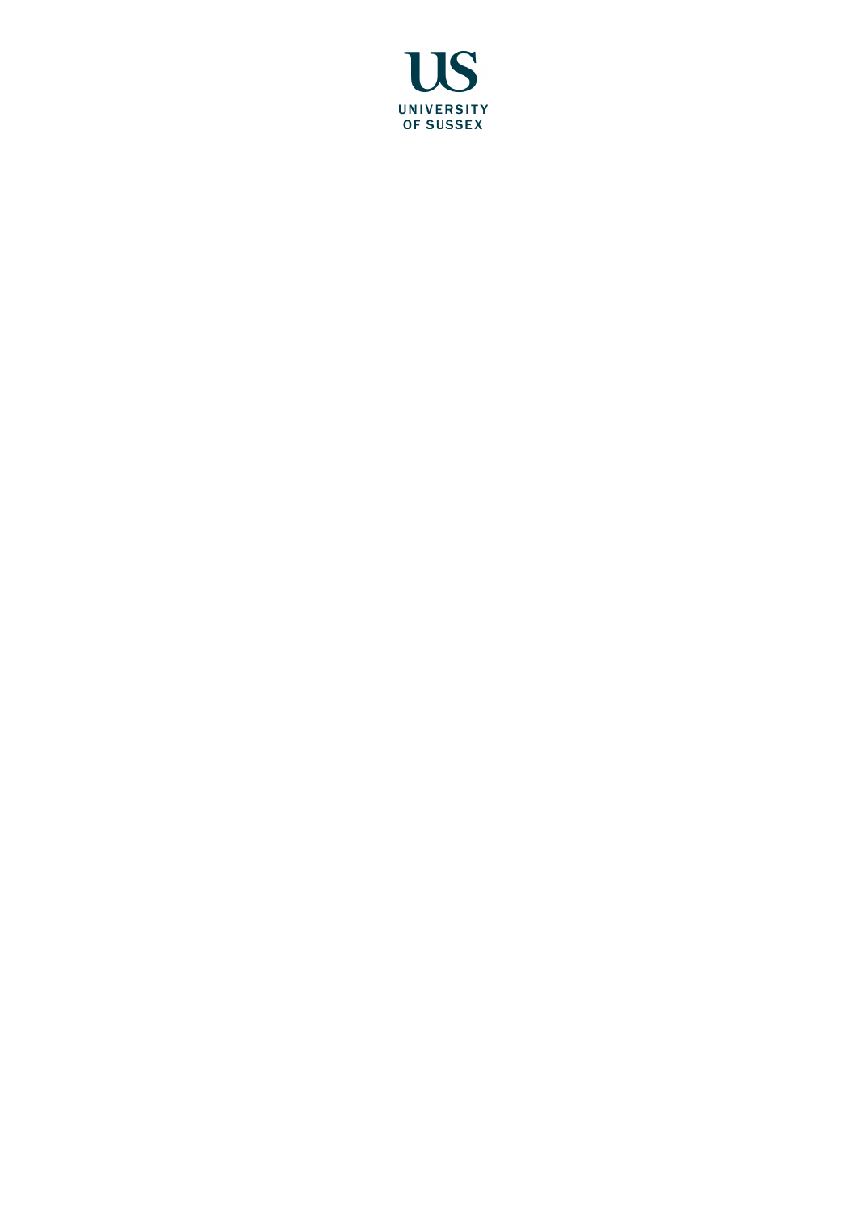US

UNIVERSITY
OF SUSSEX